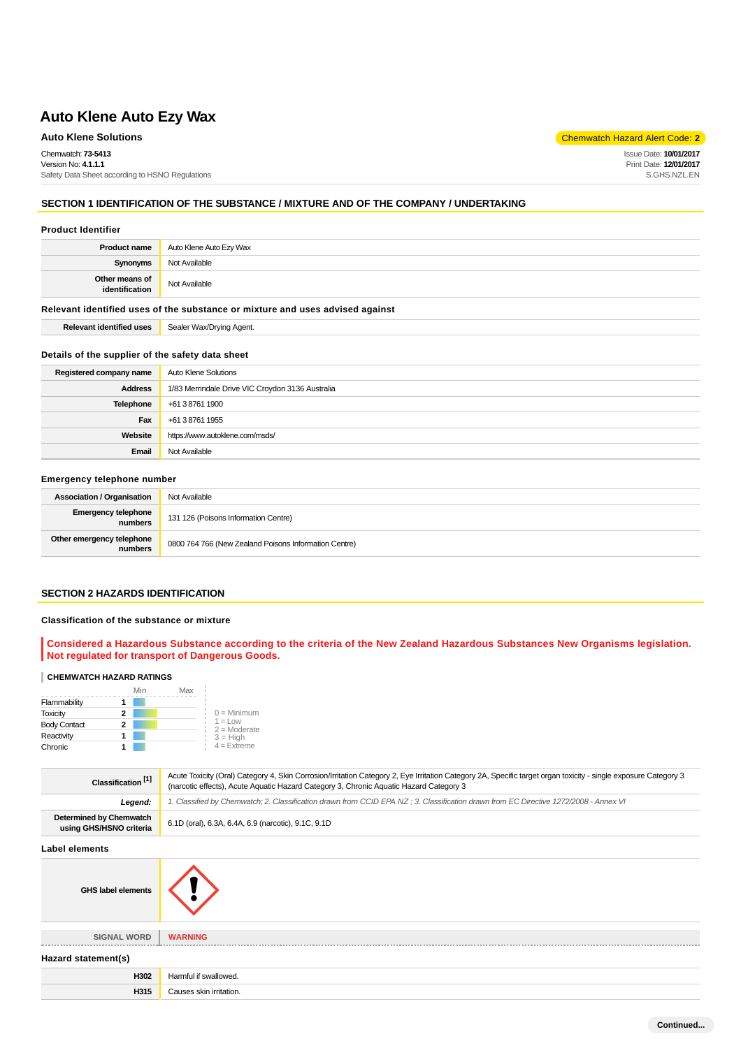# Auto Klene Auto Ezy Wax

**Auto Klene Solutions**

Chemwatch Hazard Alert Code: **2**

Chemwatch: **73-5413**
Version No: **4.1.1.1**
Safety Data Sheet according to HSNO Regulations

Issue Date: **10/01/2017**
Print Date: **12/01/2017**
S.GHS.NZL.EN

## SECTION 1 IDENTIFICATION OF THE SUBSTANCE / MIXTURE AND OF THE COMPANY / UNDERTAKING

### Product Identifier

| | |
|---|---|
| **Product name** | Auto Klene Auto Ezy Wax |
| **Synonyms** | Not Available |
| **Other means of identification** | Not Available |

### Relevant identified uses of the substance or mixture and uses advised against

| | |
|---|---|
| **Relevant identified uses** | Sealer Wax/Drying Agent. |

### Details of the supplier of the safety data sheet

| | |
|---|---|
| **Registered company name** | Auto Klene Solutions |
| **Address** | 1/83 Merrindale Drive VIC Croydon 3136 Australia |
| **Telephone** | +61 3 8761 1900 |
| **Fax** | +61 3 8761 1955 |
| **Website** | https://www.autoklene.com/msds/ |
| **Email** | Not Available |

### Emergency telephone number

| | |
|---|---|
| **Association / Organisation** | Not Available |
| **Emergency telephone numbers** | 131 126 (Poisons Information Centre) |
| **Other emergency telephone numbers** | 0800 764 766 (New Zealand Poisons Information Centre) |

## SECTION 2 HAZARDS IDENTIFICATION

### Classification of the substance or mixture

**Considered a Hazardous Substance according to the criteria of the New Zealand Hazardous Substances New Organisms legislation. Not regulated for transport of Dangerous Goods.**

**CHEMWATCH HAZARD RATINGS**

| | | Min–Max |
|---|---|---|
| Flammability | 1 | |
| Toxicity | 2 | |
| Body Contact | 2 | |
| Reactivity | 1 | |
| Chronic | 1 | |

0 = Minimum
1 = Low
2 = Moderate
3 = High
4 = Extreme

| | |
|---|---|
| **Classification [1]** | Acute Toxicity (Oral) Category 4, Skin Corrosion/Irritation Category 2, Eye Irritation Category 2A, Specific target organ toxicity - single exposure Category 3 (narcotic effects), Acute Aquatic Hazard Category 3, Chronic Aquatic Hazard Category 3 |
| ***Legend:*** | *1. Classified by Chemwatch; 2. Classification drawn from CCID EPA NZ ; 3. Classification drawn from EC Directive 1272/2008 - Annex VI* |
| **Determined by Chemwatch using GHS/HSNO criteria** | 6.1D (oral), 6.3A, 6.4A, 6.9 (narcotic), 9.1C, 9.1D |

### Label elements

| | |
|---|---|
| **GHS label elements** | |
| **SIGNAL WORD** | **WARNING** |

### Hazard statement(s)

| | |
|---|---|
| **H302** | Harmful if swallowed. |
| **H315** | Causes skin irritation. |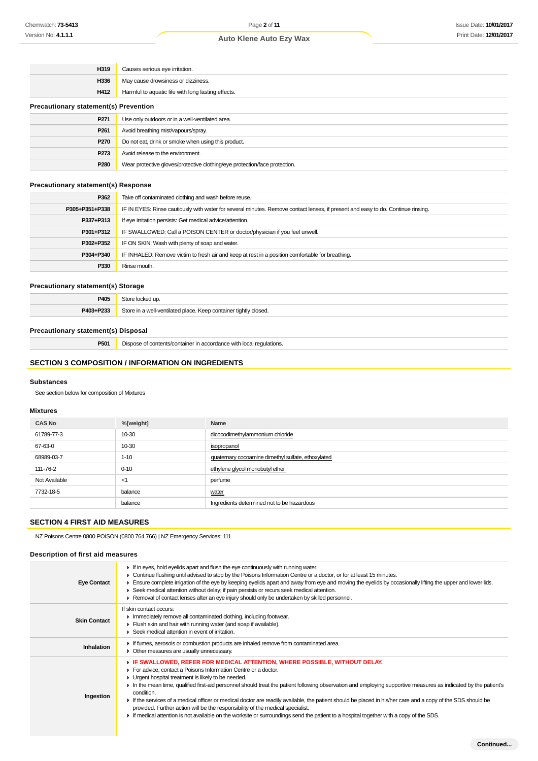| | |
|---|---|
| **H319** | Causes serious eye irritation. |
| **H336** | May cause drowsiness or dizziness. |
| **H412** | Harmful to aquatic life with long lasting effects. |

### Precautionary statement(s) Prevention

| | |
|---|---|
| **P271** | Use only outdoors or in a well-ventilated area. |
| **P261** | Avoid breathing mist/vapours/spray. |
| **P270** | Do not eat, drink or smoke when using this product. |
| **P273** | Avoid release to the environment. |
| **P280** | Wear protective gloves/protective clothing/eye protection/face protection. |

### Precautionary statement(s) Response

| | |
|---|---|
| **P362** | Take off contaminated clothing and wash before reuse. |
| **P305+P351+P338** | IF IN EYES: Rinse cautiously with water for several minutes. Remove contact lenses, if present and easy to do. Continue rinsing. |
| **P337+P313** | If eye irritation persists: Get medical advice/attention. |
| **P301+P312** | IF SWALLOWED: Call a POISON CENTER or doctor/physician if you feel unwell. |
| **P302+P352** | IF ON SKIN: Wash with plenty of soap and water. |
| **P304+P340** | IF INHALED: Remove victim to fresh air and keep at rest in a position comfortable for breathing. |
| **P330** | Rinse mouth. |

### Precautionary statement(s) Storage

| | |
|---|---|
| **P405** | Store locked up. |
| **P403+P233** | Store in a well-ventilated place. Keep container tightly closed. |

### Precautionary statement(s) Disposal

| | |
|---|---|
| **P501** | Dispose of contents/container in accordance with local regulations. |

## SECTION 3 COMPOSITION / INFORMATION ON INGREDIENTS

### Substances

See section below for composition of Mixtures

### Mixtures

| CAS No | %[weight] | Name |
|---|---|---|
| 61789-77-3 | 10-30 | dicocodimethylammonium chloride |
| 67-63-0 | 10-30 | isopropanol |
| 68989-03-7 | 1-10 | quaternary cocoamine dimethyl sulfate, ethoxylated |
| 111-76-2 | 0-10 | ethylene glycol monobutyl ether |
| Not Available | <1 | perfume |
| 7732-18-5 | balance | water |
| | balance | Ingredients determined not to be hazardous |

## SECTION 4 FIRST AID MEASURES

NZ Poisons Centre 0800 POISON (0800 764 766) | NZ Emergency Services: 111

### Description of first aid measures

| | |
|---|---|
| **Eye Contact** | ▸ If in eyes, hold eyelids apart and flush the eye continuously with running water.<br>▸ Continue flushing until advised to stop by the Poisons Information Centre or a doctor, or for at least 15 minutes.<br>▸ Ensure complete irrigation of the eye by keeping eyelids apart and away from eye and moving the eyelids by occasionally lifting the upper and lower lids.<br>▸ Seek medical attention without delay; if pain persists or recurs seek medical attention.<br>▸ Removal of contact lenses after an eye injury should only be undertaken by skilled personnel. |
| **Skin Contact** | If skin contact occurs:<br>▸ Immediately remove all contaminated clothing, including footwear.<br>▸ Flush skin and hair with running water (and soap if available).<br>▸ Seek medical attention in event of irritation. |
| **Inhalation** | ▸ If fumes, aerosols or combustion products are inhaled remove from contaminated area.<br>▸ Other measures are usually unnecessary. |
| **Ingestion** | ▸ **IF SWALLOWED, REFER FOR MEDICAL ATTENTION, WHERE POSSIBLE, WITHOUT DELAY.**<br>▸ For advice, contact a Poisons Information Centre or a doctor.<br>▸ Urgent hospital treatment is likely to be needed.<br>▸ In the mean time, qualified first-aid personnel should treat the patient following observation and employing supportive measures as indicated by the patient's condition.<br>▸ If the services of a medical officer or medical doctor are readily available, the patient should be placed in his/her care and a copy of the SDS should be provided. Further action will be the responsibility of the medical specialist.<br>▸ If medical attention is not available on the worksite or surroundings send the patient to a hospital together with a copy of the SDS. |

Continued...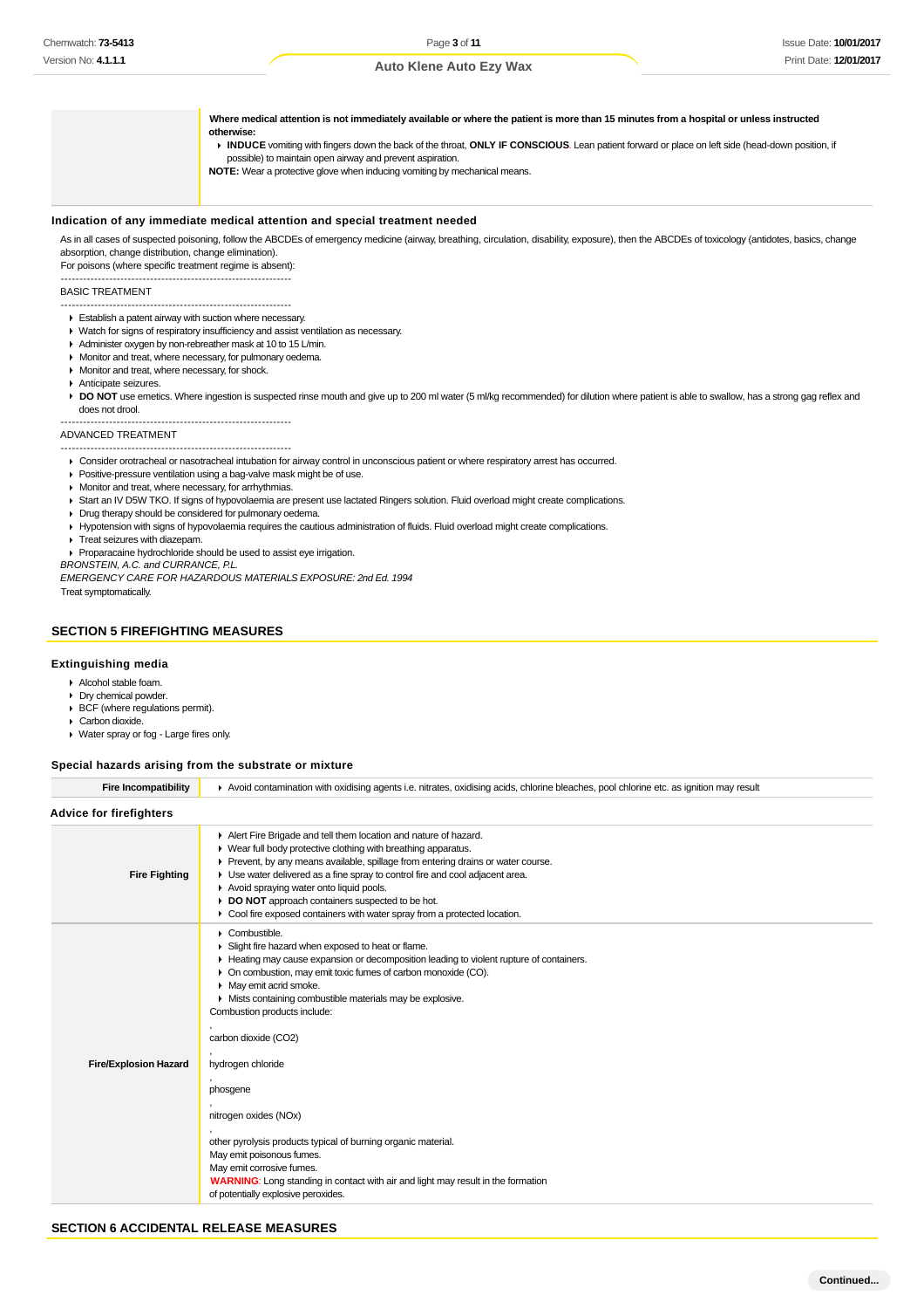| | |
|---|---|
| | **Where medical attention is not immediately available or where the patient is more than 15 minutes from a hospital or unless instructed otherwise:**<br>▸ **INDUCE** vomiting with fingers down the back of the throat, **ONLY IF CONSCIOUS**. Lean patient forward or place on left side (head-down position, if possible) to maintain open airway and prevent aspiration.<br>**NOTE:** Wear a protective glove when inducing vomiting by mechanical means. |

### Indication of any immediate medical attention and special treatment needed

As in all cases of suspected poisoning, follow the ABCDEs of emergency medicine (airway, breathing, circulation, disability, exposure), then the ABCDEs of toxicology (antidotes, basics, change absorption, change distribution, change elimination).
For poisons (where specific treatment regime is absent):

--------------------------------------------------------------
BASIC TREATMENT
--------------------------------------------------------------

- Establish a patent airway with suction where necessary.
- Watch for signs of respiratory insufficiency and assist ventilation as necessary.
- Administer oxygen by non-rebreather mask at 10 to 15 L/min.
- Monitor and treat, where necessary, for pulmonary oedema.
- Monitor and treat, where necessary, for shock.
- Anticipate seizures.
- **DO NOT** use emetics. Where ingestion is suspected rinse mouth and give up to 200 ml water (5 ml/kg recommended) for dilution where patient is able to swallow, has a strong gag reflex and does not drool.

--------------------------------------------------------------
ADVANCED TREATMENT
--------------------------------------------------------------

- Consider orotracheal or nasotracheal intubation for airway control in unconscious patient or where respiratory arrest has occurred.
- Positive-pressure ventilation using a bag-valve mask might be of use.
- Monitor and treat, where necessary, for arrhythmias.
- Start an IV D5W TKO. If signs of hypovolaemia are present use lactated Ringers solution. Fluid overload might create complications.
- Drug therapy should be considered for pulmonary oedema.
- Hypotension with signs of hypovolaemia requires the cautious administration of fluids. Fluid overload might create complications.
- Treat seizures with diazepam.
- Proparacaine hydrochloride should be used to assist eye irrigation.

*BRONSTEIN, A.C. and CURRANCE, P.L.*
*EMERGENCY CARE FOR HAZARDOUS MATERIALS EXPOSURE: 2nd Ed. 1994*
Treat symptomatically.

## SECTION 5 FIREFIGHTING MEASURES

### Extinguishing media

- Alcohol stable foam.
- Dry chemical powder.
- BCF (where regulations permit).
- Carbon dioxide.
- Water spray or fog - Large fires only.

### Special hazards arising from the substrate or mixture

| | |
|---|---|
| **Fire Incompatibility** | ▸ Avoid contamination with oxidising agents i.e. nitrates, oxidising acids, chlorine bleaches, pool chlorine etc. as ignition may result |

### Advice for firefighters

| | |
|---|---|
| **Fire Fighting** | ▸ Alert Fire Brigade and tell them location and nature of hazard.<br>▸ Wear full body protective clothing with breathing apparatus.<br>▸ Prevent, by any means available, spillage from entering drains or water course.<br>▸ Use water delivered as a fine spray to control fire and cool adjacent area.<br>▸ Avoid spraying water onto liquid pools.<br>▸ **DO NOT** approach containers suspected to be hot.<br>▸ Cool fire exposed containers with water spray from a protected location. |
| **Fire/Explosion Hazard** | ▸ Combustible.<br>▸ Slight fire hazard when exposed to heat or flame.<br>▸ Heating may cause expansion or decomposition leading to violent rupture of containers.<br>▸ On combustion, may emit toxic fumes of carbon monoxide (CO).<br>▸ May emit acrid smoke.<br>▸ Mists containing combustible materials may be explosive.<br>Combustion products include:<br>,<br>carbon dioxide ($CO_2$)<br>,<br>hydrogen chloride<br>,<br>phosgene<br>,<br>nitrogen oxides ($NO_x$)<br>,<br>other pyrolysis products typical of burning organic material.<br>May emit poisonous fumes.<br>May emit corrosive fumes.<br>**WARNING**: Long standing in contact with air and light may result in the formation of potentially explosive peroxides. |

## SECTION 6 ACCIDENTAL RELEASE MEASURES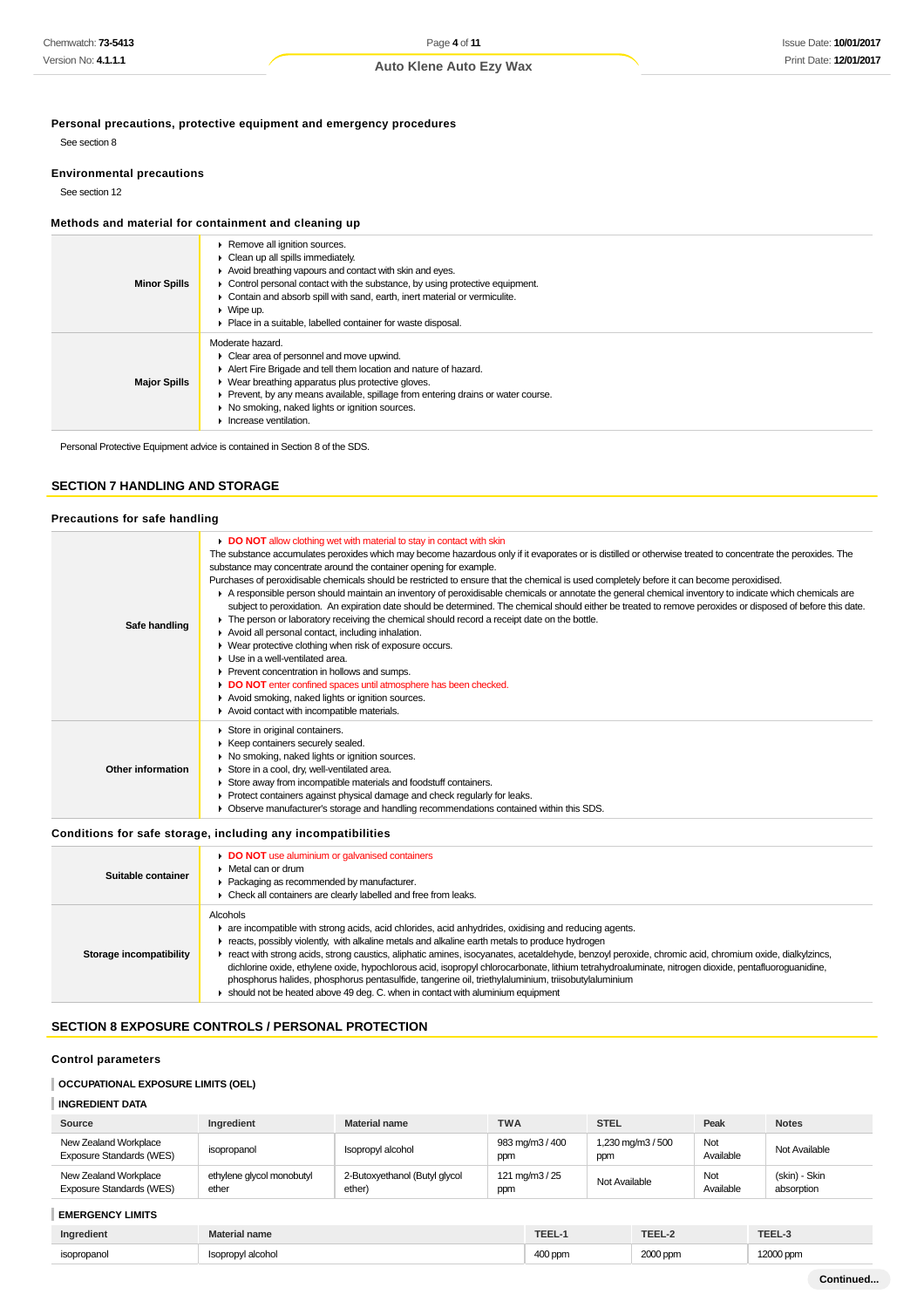### Personal precautions, protective equipment and emergency procedures

See section 8

### Environmental precautions

See section 12

### Methods and material for containment and cleaning up

| | |
|---|---|
| **Minor Spills** | ▸ Remove all ignition sources.<br>▸ Clean up all spills immediately.<br>▸ Avoid breathing vapours and contact with skin and eyes.<br>▸ Control personal contact with the substance, by using protective equipment.<br>▸ Contain and absorb spill with sand, earth, inert material or vermiculite.<br>▸ Wipe up.<br>▸ Place in a suitable, labelled container for waste disposal. |
| **Major Spills** | Moderate hazard.<br>▸ Clear area of personnel and move upwind.<br>▸ Alert Fire Brigade and tell them location and nature of hazard.<br>▸ Wear breathing apparatus plus protective gloves.<br>▸ Prevent, by any means available, spillage from entering drains or water course.<br>▸ No smoking, naked lights or ignition sources.<br>▸ Increase ventilation. |

Personal Protective Equipment advice is contained in Section 8 of the SDS.

## SECTION 7 HANDLING AND STORAGE

### Precautions for safe handling

| | |
|---|---|
| **Safe handling** | ▸ **DO NOT** allow clothing wet with material to stay in contact with skin<br>The substance accumulates peroxides which may become hazardous only if it evaporates or is distilled or otherwise treated to concentrate the peroxides. The substance may concentrate around the container opening for example.<br>Purchases of peroxidisable chemicals should be restricted to ensure that the chemical is used completely before it can become peroxidised.<br>▸ A responsible person should maintain an inventory of peroxidisable chemicals or annotate the general chemical inventory to indicate which chemicals are subject to peroxidation. An expiration date should be determined. The chemical should either be treated to remove peroxides or disposed of before this date.<br>▸ The person or laboratory receiving the chemical should record a receipt date on the bottle.<br>▸ Avoid all personal contact, including inhalation.<br>▸ Wear protective clothing when risk of exposure occurs.<br>▸ Use in a well-ventilated area.<br>▸ Prevent concentration in hollows and sumps.<br>▸ **DO NOT** enter confined spaces until atmosphere has been checked.<br>▸ Avoid smoking, naked lights or ignition sources.<br>▸ Avoid contact with incompatible materials. |
| **Other information** | ▸ Store in original containers.<br>▸ Keep containers securely sealed.<br>▸ No smoking, naked lights or ignition sources.<br>▸ Store in a cool, dry, well-ventilated area.<br>▸ Store away from incompatible materials and foodstuff containers.<br>▸ Protect containers against physical damage and check regularly for leaks.<br>▸ Observe manufacturer's storage and handling recommendations contained within this SDS. |

### Conditions for safe storage, including any incompatibilities

| | |
|---|---|
| **Suitable container** | ▸ **DO NOT** use aluminium or galvanised containers<br>▸ Metal can or drum<br>▸ Packaging as recommended by manufacturer.<br>▸ Check all containers are clearly labelled and free from leaks. |
| **Storage incompatibility** | Alcohols<br>▸ are incompatible with strong acids, acid chlorides, acid anhydrides, oxidising and reducing agents.<br>▸ reacts, possibly violently, with alkaline metals and alkaline earth metals to produce hydrogen<br>▸ react with strong acids, strong caustics, aliphatic amines, isocyanates, acetaldehyde, benzoyl peroxide, chromic acid, chromium oxide, dialkylzincs, dichlorine oxide, ethylene oxide, hypochlorous acid, isopropyl chlorocarbonate, lithium tetrahydroaluminate, nitrogen dioxide, pentafluoroguanidine, phosphorus halides, phosphorus pentasulfide, tangerine oil, triethylaluminium, triisobutylaluminium<br>▸ should not be heated above 49 deg. C. when in contact with aluminium equipment |

## SECTION 8 EXPOSURE CONTROLS / PERSONAL PROTECTION

### Control parameters

#### OCCUPATIONAL EXPOSURE LIMITS (OEL)

#### INGREDIENT DATA

| Source | Ingredient | Material name | TWA | STEL | Peak | Notes |
|---|---|---|---|---|---|---|
| New Zealand Workplace Exposure Standards (WES) | isopropanol | Isopropyl alcohol | 983 mg/m3 / 400 ppm | 1,230 mg/m3 / 500 ppm | Not Available | Not Available |
| New Zealand Workplace Exposure Standards (WES) | ethylene glycol monobutyl ether | 2-Butoxyethanol (Butyl glycol ether) | 121 mg/m3 / 25 ppm | Not Available | Not Available | (skin) - Skin absorption |

#### EMERGENCY LIMITS

| Ingredient | Material name | TEEL-1 | TEEL-2 | TEEL-3 |
|---|---|---|---|---|
| isopropanol | Isopropyl alcohol | 400 ppm | 2000 ppm | 12000 ppm |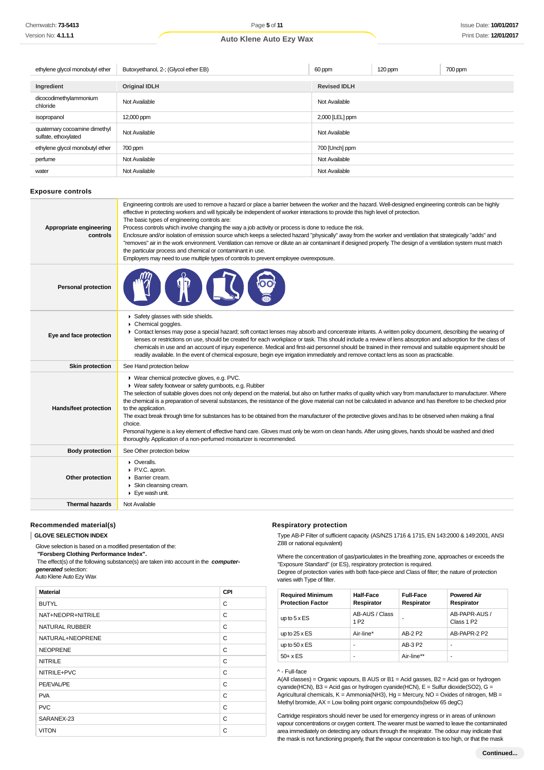| ethylene glycol monobutyl ether | Butoxyethanol, 2-; (Glycol ether EB) | 60 ppm | 120 ppm | 700 ppm |
|---|---|---|---|---|

| Ingredient | Original IDLH | Revised IDLH |
|---|---|---|
| dicocodimethylammonium chloride | Not Available | Not Available |
| isopropanol | 12,000 ppm | 2,000 [LEL] ppm |
| quaternary cocoamine dimethyl sulfate, ethoxylated | Not Available | Not Available |
| ethylene glycol monobutyl ether | 700 ppm | 700 [Unch] ppm |
| perfume | Not Available | Not Available |
| water | Not Available | Not Available |

## Exposure controls

| | |
|---|---|
| **Appropriate engineering controls** | Engineering controls are used to remove a hazard or place a barrier between the worker and the hazard. Well-designed engineering controls can be highly effective in protecting workers and will typically be independent of worker interactions to provide this high level of protection. The basic types of engineering controls are: Process controls which involve changing the way a job activity or process is done to reduce the risk. Enclosure and/or isolation of emission source which keeps a selected hazard "physically" away from the worker and ventilation that strategically "adds" and "removes" air in the work environment. Ventilation can remove or dilute an air contaminant if designed properly. The design of a ventilation system must match the particular process and chemical or contaminant in use. Employers may need to use multiple types of controls to prevent employee overexposure. |
| **Personal protection** | |
| **Eye and face protection** | ▸ Safety glasses with side shields.<br>▸ Chemical goggles.<br>▸ Contact lenses may pose a special hazard; soft contact lenses may absorb and concentrate irritants. A written policy document, describing the wearing of lenses or restrictions on use, should be created for each workplace or task. This should include a review of lens absorption and adsorption for the class of chemicals in use and an account of injury experience. Medical and first-aid personnel should be trained in their removal and suitable equipment should be readily available. In the event of chemical exposure, begin eye irrigation immediately and remove contact lens as soon as practicable. |
| **Skin protection** | See Hand protection below |
| **Hands/feet protection** | ▸ Wear chemical protective gloves, e.g. PVC.<br>▸ Wear safety footwear or safety gumboots, e.g. Rubber<br>The selection of suitable gloves does not only depend on the material, but also on further marks of quality which vary from manufacturer to manufacturer. Where the chemical is a preparation of several substances, the resistance of the glove material can not be calculated in advance and has therefore to be checked prior to the application.<br>The exact break through time for substances has to be obtained from the manufacturer of the protective gloves and.has to be observed when making a final choice.<br>Personal hygiene is a key element of effective hand care. Gloves must only be worn on clean hands. After using gloves, hands should be washed and dried thoroughly. Application of a non-perfumed moisturizer is recommended. |
| **Body protection** | See Other protection below |
| **Other protection** | ▸ Overalls.<br>▸ P.V.C. apron.<br>▸ Barrier cream.<br>▸ Skin cleansing cream.<br>▸ Eye wash unit. |
| **Thermal hazards** | Not Available |

### Recommended material(s)

**GLOVE SELECTION INDEX**

Glove selection is based on a modified presentation of the:
**"Forsberg Clothing Performance Index".**
The effect(s) of the following substance(s) are taken into account in the ***computer-generated*** selection:
Auto Klene Auto Ezy Wax

| Material | CPI |
|---|---|
| BUTYL | C |
| NAT+NEOPR+NITRILE | C |
| NATURAL RUBBER | C |
| NATURAL+NEOPRENE | C |
| NEOPRENE | C |
| NITRILE | C |
| NITRILE+PVC | C |
| PE/EVAL/PE | C |
| PVA | C |
| PVC | C |
| SARANEX-23 | C |
| VITON | C |

### Respiratory protection

Type AB-P Filter of sufficient capacity. (AS/NZS 1716 & 1715, EN 143:2000 & 149:2001, ANSI Z88 or national equivalent)

Where the concentration of gas/particulates in the breathing zone, approaches or exceeds the "Exposure Standard" (or ES), respiratory protection is required.
Degree of protection varies with both face-piece and Class of filter; the nature of protection varies with Type of filter.

| Required Minimum Protection Factor | Half-Face Respirator | Full-Face Respirator | Powered Air Respirator |
|---|---|---|---|
| up to 5 x ES | AB-AUS / Class 1 P2 | - | AB-PAPR-AUS / Class 1 P2 |
| up to 25 x ES | Air-line* | AB-2 P2 | AB-PAPR-2 P2 |
| up to 50 x ES | - | AB-3 P2 | - |
| 50+ x ES | - | Air-line** | - |

^ - Full-face
A(All classes) = Organic vapours, B AUS or B1 = Acid gasses, B2 = Acid gas or hydrogen cyanide(HCN), B3 = Acid gas or hydrogen cyanide(HCN), E = Sulfur dioxide($SO_2$), G = Agricultural chemicals, K = Ammonia($NH_3$), Hg = Mercury, NO = Oxides of nitrogen, MB = Methyl bromide, AX = Low boiling point organic compounds(below 65 degC)

Cartridge respirators should never be used for emergency ingress or in areas of unknown vapour concentrations or oxygen content. The wearer must be warned to leave the contaminated area immediately on detecting any odours through the respirator. The odour may indicate that the mask is not functioning properly, that the vapour concentration is too high, or that the mask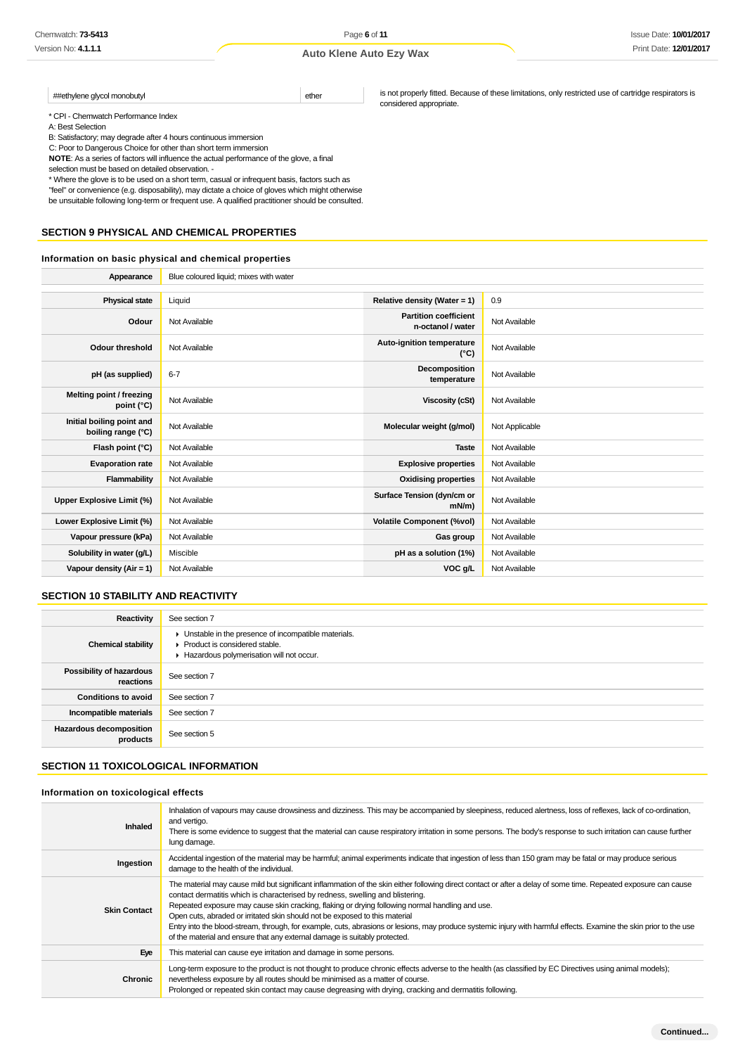| ##ethylene glycol monobutyl | ether |
|---|---|

* CPI - Chemwatch Performance Index
A: Best Selection
B: Satisfactory; may degrade after 4 hours continuous immersion
C: Poor to Dangerous Choice for other than short term immersion
**NOTE**: As a series of factors will influence the actual performance of the glove, a final selection must be based on detailed observation. -
* Where the glove is to be used on a short term, casual or infrequent basis, factors such as "feel" or convenience (e.g. disposability), may dictate a choice of gloves which might otherwise be unsuitable following long-term or frequent use. A qualified practitioner should be consulted.

is not properly fitted. Because of these limitations, only restricted use of cartridge respirators is considered appropriate.

## SECTION 9 PHYSICAL AND CHEMICAL PROPERTIES

### Information on basic physical and chemical properties

| Appearance | Blue coloured liquid; mixes with water | | |
|---|---|---|---|
| Physical state | Liquid | Relative density (Water = 1) | 0.9 |
| Odour | Not Available | Partition coefficient n-octanol / water | Not Available |
| Odour threshold | Not Available | Auto-ignition temperature (°C) | Not Available |
| pH (as supplied) | 6-7 | Decomposition temperature | Not Available |
| Melting point / freezing point (°C) | Not Available | Viscosity (cSt) | Not Available |
| Initial boiling point and boiling range (°C) | Not Available | Molecular weight (g/mol) | Not Applicable |
| Flash point (°C) | Not Available | Taste | Not Available |
| Evaporation rate | Not Available | Explosive properties | Not Available |
| Flammability | Not Available | Oxidising properties | Not Available |
| Upper Explosive Limit (%) | Not Available | Surface Tension (dyn/cm or mN/m) | Not Available |
| Lower Explosive Limit (%) | Not Available | Volatile Component (%vol) | Not Available |
| Vapour pressure (kPa) | Not Available | Gas group | Not Available |
| Solubility in water (g/L) | Miscible | pH as a solution (1%) | Not Available |
| Vapour density (Air = 1) | Not Available | VOC g/L | Not Available |

## SECTION 10 STABILITY AND REACTIVITY

| Reactivity | See section 7 |
|---|---|
| Chemical stability | ▸ Unstable in the presence of incompatible materials.<br>▸ Product is considered stable.<br>▸ Hazardous polymerisation will not occur. |
| Possibility of hazardous reactions | See section 7 |
| Conditions to avoid | See section 7 |
| Incompatible materials | See section 7 |
| Hazardous decomposition products | See section 5 |

## SECTION 11 TOXICOLOGICAL INFORMATION

### Information on toxicological effects

| Inhaled | Inhalation of vapours may cause drowsiness and dizziness. This may be accompanied by sleepiness, reduced alertness, loss of reflexes, lack of co-ordination, and vertigo.<br>There is some evidence to suggest that the material can cause respiratory irritation in some persons. The body's response to such irritation can cause further lung damage. |
|---|---|
| Ingestion | Accidental ingestion of the material may be harmful; animal experiments indicate that ingestion of less than 150 gram may be fatal or may produce serious damage to the health of the individual. |
| Skin Contact | The material may cause mild but significant inflammation of the skin either following direct contact or after a delay of some time. Repeated exposure can cause contact dermatitis which is characterised by redness, swelling and blistering.<br>Repeated exposure may cause skin cracking, flaking or drying following normal handling and use.<br>Open cuts, abraded or irritated skin should not be exposed to this material<br>Entry into the blood-stream, through, for example, cuts, abrasions or lesions, may produce systemic injury with harmful effects. Examine the skin prior to the use of the material and ensure that any external damage is suitably protected. |
| Eye | This material can cause eye irritation and damage in some persons. |
| Chronic | Long-term exposure to the product is not thought to produce chronic effects adverse to the health (as classified by EC Directives using animal models); nevertheless exposure by all routes should be minimised as a matter of course.<br>Prolonged or repeated skin contact may cause degreasing with drying, cracking and dermatitis following. |

**Continued...**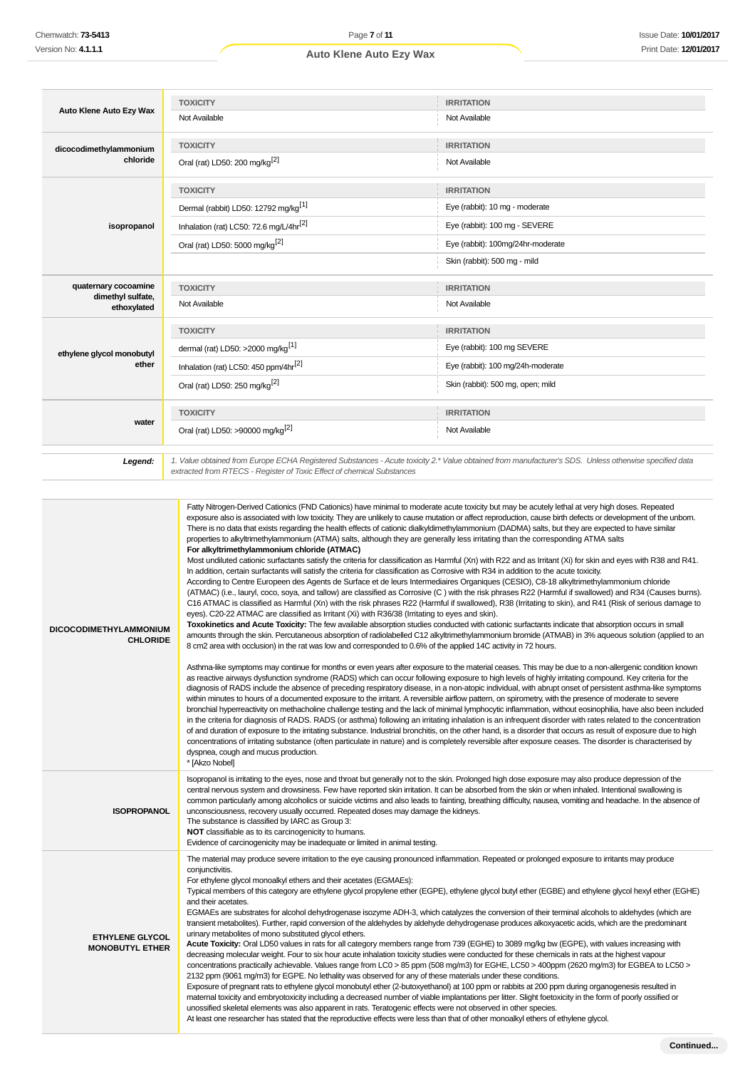| | TOXICITY | IRRITATION |
|---|---|---|
| **Auto Klene Auto Ezy Wax** | Not Available | Not Available |
| **dicocodimethylammonium chloride** | Oral (rat) LD50: 200 mg/kg[2] | Not Available |
| **isopropanol** | Dermal (rabbit) LD50: 12792 mg/kg[1] | Eye (rabbit): 10 mg - moderate |
| | Inhalation (rat) LC50: 72.6 mg/L/4hr[2] | Eye (rabbit): 100 mg - SEVERE |
| | Oral (rat) LD50: 5000 mg/kg[2] | Eye (rabbit): 100mg/24hr-moderate |
| | | Skin (rabbit): 500 mg - mild |
| **quaternary cocoamine dimethyl sulfate, ethoxylated** | Not Available | Not Available |
| **ethylene glycol monobutyl ether** | dermal (rat) LD50: >2000 mg/kg[1] | Eye (rabbit): 100 mg SEVERE |
| | Inhalation (rat) LC50: 450 ppm/4hr[2] | Eye (rabbit): 100 mg/24h-moderate |
| | Oral (rat) LD50: 250 mg/kg[2] | Skin (rabbit): 500 mg, open; mild |
| **water** | Oral (rat) LD50: >90000 mg/kg[2] | Not Available |

**Legend:** *1. Value obtained from Europe ECHA Registered Substances - Acute toxicity 2.* Value obtained from manufacturer's SDS. Unless otherwise specified data extracted from RTECS - Register of Toxic Effect of chemical Substances*

**DICOCODIMETHYLAMMONIUM CHLORIDE**

Fatty Nitrogen-Derived Cationics (FND Cationics) have minimal to moderate acute toxicity but may be acutely lethal at very high doses. Repeated exposure also is associated with low toxicity. They are unlikely to cause mutation or affect reproduction, cause birth defects or development of the unborn. There is no data that exists regarding the health effects of cationic dialkyldimethylammonium (DADMA) salts, but they are expected to have similar properties to alkyltrimethylammonium (ATMA) salts, although they are generally less irritating than the corresponding ATMA salts

**For alkyltrimethylammonium chloride (ATMAC)**

Most undiluted cationic surfactants satisfy the criteria for classification as Harmful (Xn) with R22 and as Irritant (Xi) for skin and eyes with R38 and R41. In addition, certain surfactants will satisfy the criteria for classification as Corrosive with R34 in addition to the acute toxicity.

According to Centre Europeen des Agents de Surface et de leurs Intermediaires Organiques (CESIO), C8-18 alkyltrimethylammonium chloride (ATMAC) (i.e., lauryl, coco, soya, and tallow) are classified as Corrosive (C ) with the risk phrases R22 (Harmful if swallowed) and R34 (Causes burns). C16 ATMAC is classified as Harmful (Xn) with the risk phrases R22 (Harmful if swallowed), R38 (Irritating to skin), and R41 (Risk of serious damage to eyes). C20-22 ATMAC are classified as Irritant (Xi) with R36/38 (Irritating to eyes and skin).

**Toxokinetics and Acute Toxicity:** The few available absorption studies conducted with cationic surfactants indicate that absorption occurs in small amounts through the skin. Percutaneous absorption of radiolabelled C12 alkyltrimethylammonium bromide (ATMAB) in 3% aqueous solution (applied to an 8 cm2 area with occlusion) in the rat was low and corresponded to 0.6% of the applied 14C activity in 72 hours.

Asthma-like symptoms may continue for months or even years after exposure to the material ceases. This may be due to a non-allergenic condition known as reactive airways dysfunction syndrome (RADS) which can occur following exposure to high levels of highly irritating compound. Key criteria for the diagnosis of RADS include the absence of preceding respiratory disease, in a non-atopic individual, with abrupt onset of persistent asthma-like symptoms within minutes to hours of a documented exposure to the irritant. A reversible airflow pattern, on spirometry, with the presence of moderate to severe bronchial hyperreactivity on methacholine challenge testing and the lack of minimal lymphocytic inflammation, without eosinophilia, have also been included in the criteria for diagnosis of RADS. RADS (or asthma) following an irritating inhalation is an infrequent disorder with rates related to the concentration of and duration of exposure to the irritating substance. Industrial bronchitis, on the other hand, is a disorder that occurs as result of exposure due to high concentrations of irritating substance (often particulate in nature) and is completely reversible after exposure ceases. The disorder is characterised by dyspnea, cough and mucus production.

* [Akzo Nobel]

**ISOPROPANOL**

Isopropanol is irritating to the eyes, nose and throat but generally not to the skin. Prolonged high dose exposure may also produce depression of the central nervous system and drowsiness. Few have reported skin irritation. It can be absorbed from the skin or when inhaled. Intentional swallowing is common particularly among alcoholics or suicide victims and also leads to fainting, breathing difficulty, nausea, vomiting and headache. In the absence of unconsciousness, recovery usually occurred. Repeated doses may damage the kidneys.

The substance is classified by IARC as Group 3:

**NOT** classifiable as to its carcinogenicity to humans.

Evidence of carcinogenicity may be inadequate or limited in animal testing.

**ETHYLENE GLYCOL MONOBUTYL ETHER**

The material may produce severe irritation to the eye causing pronounced inflammation. Repeated or prolonged exposure to irritants may produce conjunctivitis.

For ethylene glycol monoalkyl ethers and their acetates (EGMAEs):

Typical members of this category are ethylene glycol propylene ether (EGPE), ethylene glycol butyl ether (EGBE) and ethylene glycol hexyl ether (EGHE) and their acetates.

EGMAEs are substrates for alcohol dehydrogenase isozyme ADH-3, which catalyzes the conversion of their terminal alcohols to aldehydes (which are transient metabolites). Further, rapid conversion of the aldehydes by aldehyde dehydrogenase produces alkoxyacetic acids, which are the predominant urinary metabolites of mono substituted glycol ethers.

**Acute Toxicity:** Oral LD50 values in rats for all category members range from 739 (EGHE) to 3089 mg/kg bw (EGPE), with values increasing with decreasing molecular weight. Four to six hour acute inhalation toxicity studies were conducted for these chemicals in rats at the highest vapour concentrations practically achievable. Values range from LC0 > 85 ppm (508 mg/m3) for EGHE, LC50 > 400ppm (2620 mg/m3) for EGBEA to LC50 > 2132 ppm (9061 mg/m3) for EGPE. No lethality was observed for any of these materials under these conditions.

Exposure of pregnant rats to ethylene glycol monobutyl ether (2-butoxyethanol) at 100 ppm or rabbits at 200 ppm during organogenesis resulted in maternal toxicity and embryotoxicity including a decreased number of viable implantations per litter. Slight foetoxicity in the form of poorly ossified or unossified skeletal elements was also apparent in rats. Teratogenic effects were not observed in other species.

At least one researcher has stated that the reproductive effects were less than that of other monoalkyl ethers of ethylene glycol.

Continued...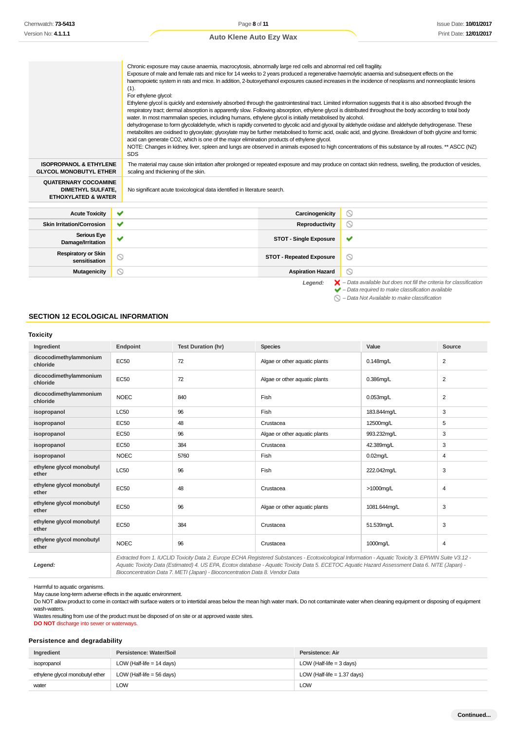| | |
|---|---|
| | Chronic exposure may cause anaemia, macrocytosis, abnormally large red cells and abnormal red cell fragility.<br>Exposure of male and female rats and mice for 14 weeks to 2 years produced a regenerative haemolytic anaemia and subsequent effects on the haemopoietic system in rats and mice. In addition, 2-butoxyethanol exposures caused increases in the incidence of neoplasms and nonneoplastic lesions (1).<br>For ethylene glycol:<br>Ethylene glycol is quickly and extensively absorbed through the gastrointestinal tract. Limited information suggests that it is also absorbed through the respiratory tract; dermal absorption is apparently slow. Following absorption, ethylene glycol is distributed throughout the body according to total body water. In most mammalian species, including humans, ethylene glycol is initially metabolised by alcohol.<br>dehydrogenase to form glycolaldehyde, which is rapidly converted to glycolic acid and glyoxal by aldehyde oxidase and aldehyde dehydrogenase. These metabolites are oxidised to glyoxylate; glyoxylate may be further metabolised to formic acid, oxalic acid, and glycine. Breakdown of both glycine and formic acid can generate CO2, which is one of the major elimination products of ethylene glycol.<br>NOTE: Changes in kidney, liver, spleen and lungs are observed in animals exposed to high concentrations of this substance by all routes. ** ASCC (NZ) SDS |
| **ISOPROPANOL & ETHYLENE GLYCOL MONOBUTYL ETHER** | The material may cause skin irritation after prolonged or repeated exposure and may produce on contact skin redness, swelling, the production of vesicles, scaling and thickening of the skin. |
| **QUATERNARY COCOAMINE DIMETHYL SULFATE, ETHOXYLATED & WATER** | No significant acute toxicological data identified in literature search. |

| | | | |
|---|---|---|---|
| **Acute Toxicity** | ✔ | **Carcinogenicity** | ⊘ |
| **Skin Irritation/Corrosion** | ✔ | **Reproductivity** | ⊘ |
| **Serious Eye Damage/Irritation** | ✔ | **STOT - Single Exposure** | ✔ |
| **Respiratory or Skin sensitisation** | ⊘ | **STOT - Repeated Exposure** | ⊘ |
| **Mutagenicity** | ⊘ | **Aspiration Hazard** | ⊘ |

*Legend:*
- ✘ *– Data available but does not fill the criteria for classification*
- ✔ *– Data required to make classification available*
- ⊘ *– Data Not Available to make classification*

## SECTION 12 ECOLOGICAL INFORMATION

### Toxicity

| Ingredient | Endpoint | Test Duration (hr) | Species | Value | Source |
|---|---|---|---|---|---|
| **dicocodimethylammonium chloride** | EC50 | 72 | Algae or other aquatic plants | 0.148mg/L | 2 |
| **dicocodimethylammonium chloride** | EC50 | 72 | Algae or other aquatic plants | 0.386mg/L | 2 |
| **dicocodimethylammonium chloride** | NOEC | 840 | Fish | 0.053mg/L | 2 |
| **isopropanol** | LC50 | 96 | Fish | 183.844mg/L | 3 |
| **isopropanol** | EC50 | 48 | Crustacea | 12500mg/L | 5 |
| **isopropanol** | EC50 | 96 | Algae or other aquatic plants | 993.232mg/L | 3 |
| **isopropanol** | EC50 | 384 | Crustacea | 42.389mg/L | 3 |
| **isopropanol** | NOEC | 5760 | Fish | 0.02mg/L | 4 |
| **ethylene glycol monobutyl ether** | LC50 | 96 | Fish | 222.042mg/L | 3 |
| **ethylene glycol monobutyl ether** | EC50 | 48 | Crustacea | >1000mg/L | 4 |
| **ethylene glycol monobutyl ether** | EC50 | 96 | Algae or other aquatic plants | 1081.644mg/L | 3 |
| **ethylene glycol monobutyl ether** | EC50 | 384 | Crustacea | 51.539mg/L | 3 |
| **ethylene glycol monobutyl ether** | NOEC | 96 | Crustacea | 1000mg/L | 4 |
| ***Legend:*** | *Extracted from 1. IUCLID Toxicity Data 2. Europe ECHA Registered Substances - Ecotoxicological Information - Aquatic Toxicity 3. EPIWIN Suite V3.12 - Aquatic Toxicity Data (Estimated) 4. US EPA, Ecotox database - Aquatic Toxicity Data 5. ECETOC Aquatic Hazard Assessment Data 6. NITE (Japan) - Bioconcentration Data 7. METI (Japan) - Bioconcentration Data 8. Vendor Data* | | | | |

Harmful to aquatic organisms.
May cause long-term adverse effects in the aquatic environment.
Do NOT allow product to come in contact with surface waters or to intertidal areas below the mean high water mark. Do not contaminate water when cleaning equipment or disposing of equipment wash-waters.
Wastes resulting from use of the product must be disposed of on site or at approved waste sites.
**DO NOT** discharge into sewer or waterways.

### Persistence and degradability

| Ingredient | Persistence: Water/Soil | Persistence: Air |
|---|---|---|
| isopropanol | LOW (Half-life = 14 days) | LOW (Half-life = 3 days) |
| ethylene glycol monobutyl ether | LOW (Half-life = 56 days) | LOW (Half-life = 1.37 days) |
| water | LOW | LOW |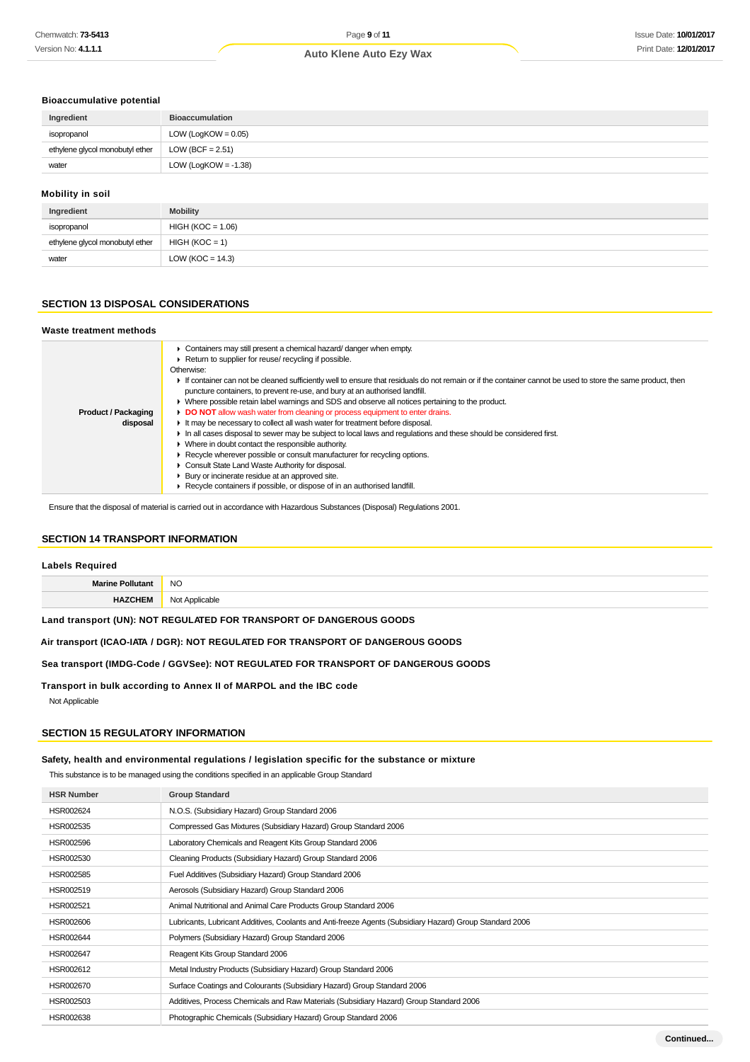### Bioaccumulative potential

| Ingredient | Bioaccumulation |
|---|---|
| isopropanol | LOW (LogKOW = 0.05) |
| ethylene glycol monobutyl ether | LOW (BCF = 2.51) |
| water | LOW (LogKOW = -1.38) |

### Mobility in soil

| Ingredient | Mobility |
|---|---|
| isopropanol | HIGH (KOC = 1.06) |
| ethylene glycol monobutyl ether | HIGH (KOC = 1) |
| water | LOW (KOC = 14.3) |

## SECTION 13 DISPOSAL CONSIDERATIONS

### Waste treatment methods

| | |
|---|---|
| **Product / Packaging disposal** | ▸ Containers may still present a chemical hazard/ danger when empty.<br>▸ Return to supplier for reuse/ recycling if possible.<br>Otherwise:<br>▸ If container can not be cleaned sufficiently well to ensure that residuals do not remain or if the container cannot be used to store the same product, then puncture containers, to prevent re-use, and bury at an authorised landfill.<br>▸ Where possible retain label warnings and SDS and observe all notices pertaining to the product.<br>▸ **DO NOT** allow wash water from cleaning or process equipment to enter drains.<br>▸ It may be necessary to collect all wash water for treatment before disposal.<br>▸ In all cases disposal to sewer may be subject to local laws and regulations and these should be considered first.<br>▸ Where in doubt contact the responsible authority.<br>▸ Recycle wherever possible or consult manufacturer for recycling options.<br>▸ Consult State Land Waste Authority for disposal.<br>▸ Bury or incinerate residue at an approved site.<br>▸ Recycle containers if possible, or dispose of in an authorised landfill. |

Ensure that the disposal of material is carried out in accordance with Hazardous Substances (Disposal) Regulations 2001.

## SECTION 14 TRANSPORT INFORMATION

### Labels Required

| | |
|---|---|
| **Marine Pollutant** | NO |
| **HAZCHEM** | Not Applicable |

**Land transport (UN): NOT REGULATED FOR TRANSPORT OF DANGEROUS GOODS**

**Air transport (ICAO-IATA / DGR): NOT REGULATED FOR TRANSPORT OF DANGEROUS GOODS**

**Sea transport (IMDG-Code / GGVSee): NOT REGULATED FOR TRANSPORT OF DANGEROUS GOODS**

**Transport in bulk according to Annex II of MARPOL and the IBC code**

Not Applicable

## SECTION 15 REGULATORY INFORMATION

### Safety, health and environmental regulations / legislation specific for the substance or mixture

This substance is to be managed using the conditions specified in an applicable Group Standard

| HSR Number | Group Standard |
|---|---|
| HSR002624 | N.O.S. (Subsidiary Hazard) Group Standard 2006 |
| HSR002535 | Compressed Gas Mixtures (Subsidiary Hazard) Group Standard 2006 |
| HSR002596 | Laboratory Chemicals and Reagent Kits Group Standard 2006 |
| HSR002530 | Cleaning Products (Subsidiary Hazard) Group Standard 2006 |
| HSR002585 | Fuel Additives (Subsidiary Hazard) Group Standard 2006 |
| HSR002519 | Aerosols (Subsidiary Hazard) Group Standard 2006 |
| HSR002521 | Animal Nutritional and Animal Care Products Group Standard 2006 |
| HSR002606 | Lubricants, Lubricant Additives, Coolants and Anti-freeze Agents (Subsidiary Hazard) Group Standard 2006 |
| HSR002644 | Polymers (Subsidiary Hazard) Group Standard 2006 |
| HSR002647 | Reagent Kits Group Standard 2006 |
| HSR002612 | Metal Industry Products (Subsidiary Hazard) Group Standard 2006 |
| HSR002670 | Surface Coatings and Colourants (Subsidiary Hazard) Group Standard 2006 |
| HSR002503 | Additives, Process Chemicals and Raw Materials (Subsidiary Hazard) Group Standard 2006 |
| HSR002638 | Photographic Chemicals (Subsidiary Hazard) Group Standard 2006 |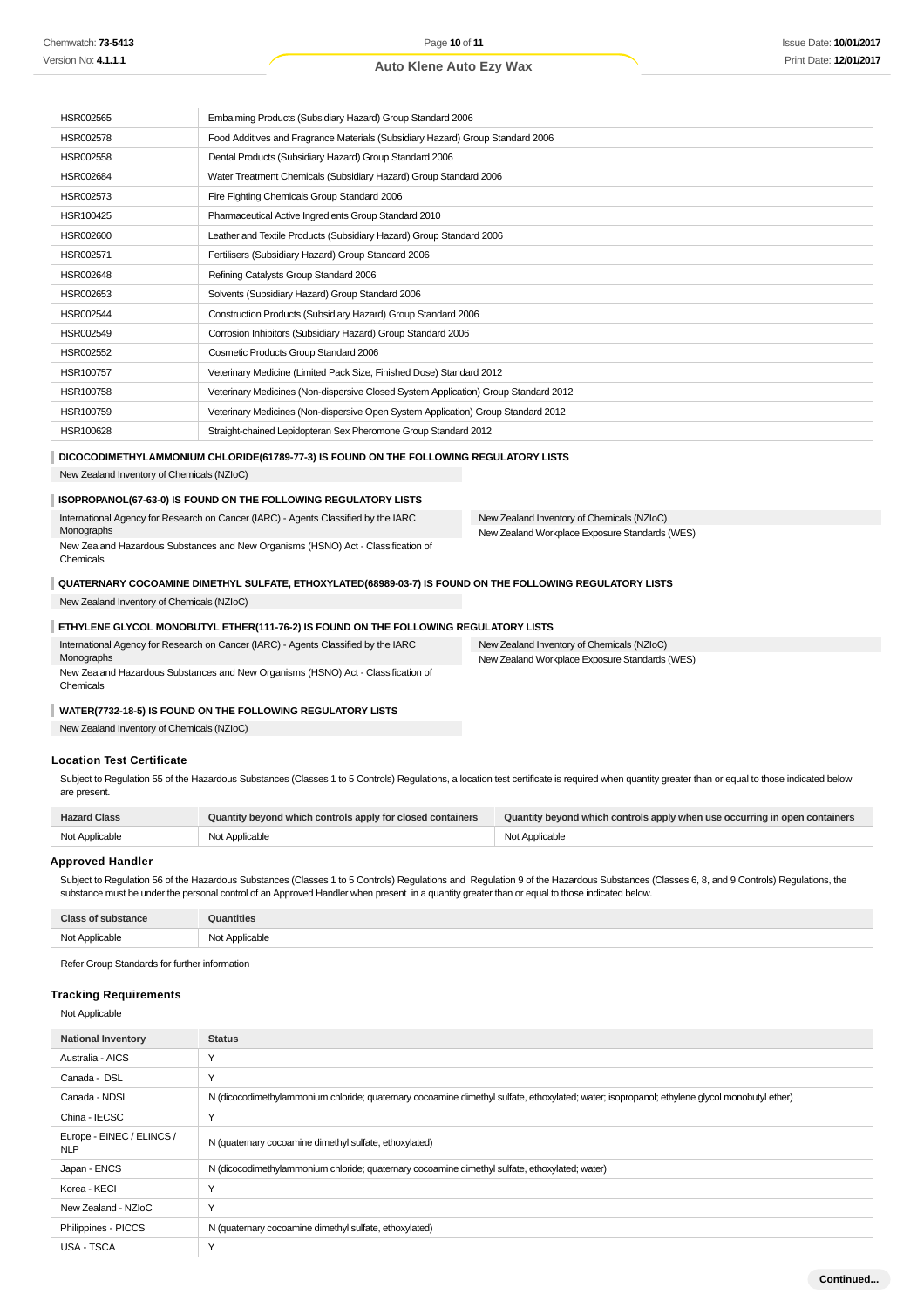| | |
|---|---|
| HSR002565 | Embalming Products (Subsidiary Hazard) Group Standard 2006 |
| HSR002578 | Food Additives and Fragrance Materials (Subsidiary Hazard) Group Standard 2006 |
| HSR002558 | Dental Products (Subsidiary Hazard) Group Standard 2006 |
| HSR002684 | Water Treatment Chemicals (Subsidiary Hazard) Group Standard 2006 |
| HSR002573 | Fire Fighting Chemicals Group Standard 2006 |
| HSR100425 | Pharmaceutical Active Ingredients Group Standard 2010 |
| HSR002600 | Leather and Textile Products (Subsidiary Hazard) Group Standard 2006 |
| HSR002571 | Fertilisers (Subsidiary Hazard) Group Standard 2006 |
| HSR002648 | Refining Catalysts Group Standard 2006 |
| HSR002653 | Solvents (Subsidiary Hazard) Group Standard 2006 |
| HSR002544 | Construction Products (Subsidiary Hazard) Group Standard 2006 |
| HSR002549 | Corrosion Inhibitors (Subsidiary Hazard) Group Standard 2006 |
| HSR002552 | Cosmetic Products Group Standard 2006 |
| HSR100757 | Veterinary Medicine (Limited Pack Size, Finished Dose) Standard 2012 |
| HSR100758 | Veterinary Medicines (Non-dispersive Closed System Application) Group Standard 2012 |
| HSR100759 | Veterinary Medicines (Non-dispersive Open System Application) Group Standard 2012 |
| HSR100628 | Straight-chained Lepidopteran Sex Pheromone Group Standard 2012 |

**DICOCODIMETHYLAMMONIUM CHLORIDE(61789-77-3) IS FOUND ON THE FOLLOWING REGULATORY LISTS**

New Zealand Inventory of Chemicals (NZIoC)

**ISOPROPANOL(67-63-0) IS FOUND ON THE FOLLOWING REGULATORY LISTS**

International Agency for Research on Cancer (IARC) - Agents Classified by the IARC Monographs
New Zealand Hazardous Substances and New Organisms (HSNO) Act - Classification of Chemicals
New Zealand Inventory of Chemicals (NZIoC)
New Zealand Workplace Exposure Standards (WES)

**QUATERNARY COCOAMINE DIMETHYL SULFATE, ETHOXYLATED(68989-03-7) IS FOUND ON THE FOLLOWING REGULATORY LISTS**

New Zealand Inventory of Chemicals (NZIoC)

**ETHYLENE GLYCOL MONOBUTYL ETHER(111-76-2) IS FOUND ON THE FOLLOWING REGULATORY LISTS**

International Agency for Research on Cancer (IARC) - Agents Classified by the IARC Monographs
New Zealand Hazardous Substances and New Organisms (HSNO) Act - Classification of Chemicals
New Zealand Inventory of Chemicals (NZIoC)
New Zealand Workplace Exposure Standards (WES)

**WATER(7732-18-5) IS FOUND ON THE FOLLOWING REGULATORY LISTS**

New Zealand Inventory of Chemicals (NZIoC)

### Location Test Certificate

Subject to Regulation 55 of the Hazardous Substances (Classes 1 to 5 Controls) Regulations, a location test certificate is required when quantity greater than or equal to those indicated below are present.

| Hazard Class | Quantity beyond which controls apply for closed containers | Quantity beyond which controls apply when use occurring in open containers |
|---|---|---|
| Not Applicable | Not Applicable | Not Applicable |

### Approved Handler

Subject to Regulation 56 of the Hazardous Substances (Classes 1 to 5 Controls) Regulations and Regulation 9 of the Hazardous Substances (Classes 6, 8, and 9 Controls) Regulations, the substance must be under the personal control of an Approved Handler when present in a quantity greater than or equal to those indicated below.

| Class of substance | Quantities |
|---|---|
| Not Applicable | Not Applicable |

Refer Group Standards for further information

### Tracking Requirements

Not Applicable

| National Inventory | Status |
|---|---|
| Australia - AICS | Y |
| Canada - DSL | Y |
| Canada - NDSL | N (dicocodimethylammonium chloride; quaternary cocoamine dimethyl sulfate, ethoxylated; water; isopropanol; ethylene glycol monobutyl ether) |
| China - IECSC | Y |
| Europe - EINEC / ELINCS / NLP | N (quaternary cocoamine dimethyl sulfate, ethoxylated) |
| Japan - ENCS | N (dicocodimethylammonium chloride; quaternary cocoamine dimethyl sulfate, ethoxylated; water) |
| Korea - KECI | Y |
| New Zealand - NZIoC | Y |
| Philippines - PICCS | N (quaternary cocoamine dimethyl sulfate, ethoxylated) |
| USA - TSCA | Y |

**Continued...**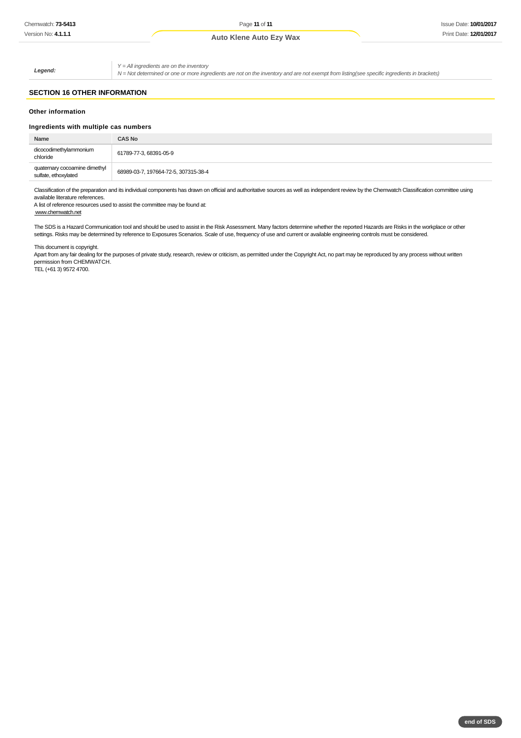| | |
|---|---|
| **Legend:** | *Y = All ingredients are on the inventory*<br>*N = Not determined or one or more ingredients are not on the inventory and are not exempt from listing(see specific ingredients in brackets)* |

## SECTION 16 OTHER INFORMATION

### Other information

### Ingredients with multiple cas numbers

| Name | CAS No |
|---|---|
| dicocodimethylammonium chloride | 61789-77-3, 68391-05-9 |
| quaternary cocoamine dimethyl sulfate, ethoxylated | 68989-03-7, 197664-72-5, 307315-38-4 |

Classification of the preparation and its individual components has drawn on official and authoritative sources as well as independent review by the Chemwatch Classification committee using available literature references.
A list of reference resources used to assist the committee may be found at:
www.chemwatch.net

The SDS is a Hazard Communication tool and should be used to assist in the Risk Assessment. Many factors determine whether the reported Hazards are Risks in the workplace or other settings. Risks may be determined by reference to Exposures Scenarios. Scale of use, frequency of use and current or available engineering controls must be considered.

This document is copyright.
Apart from any fair dealing for the purposes of private study, research, review or criticism, as permitted under the Copyright Act, no part may be reproduced by any process without written permission from CHEMWATCH.
TEL (+61 3) 9572 4700.

end of SDS